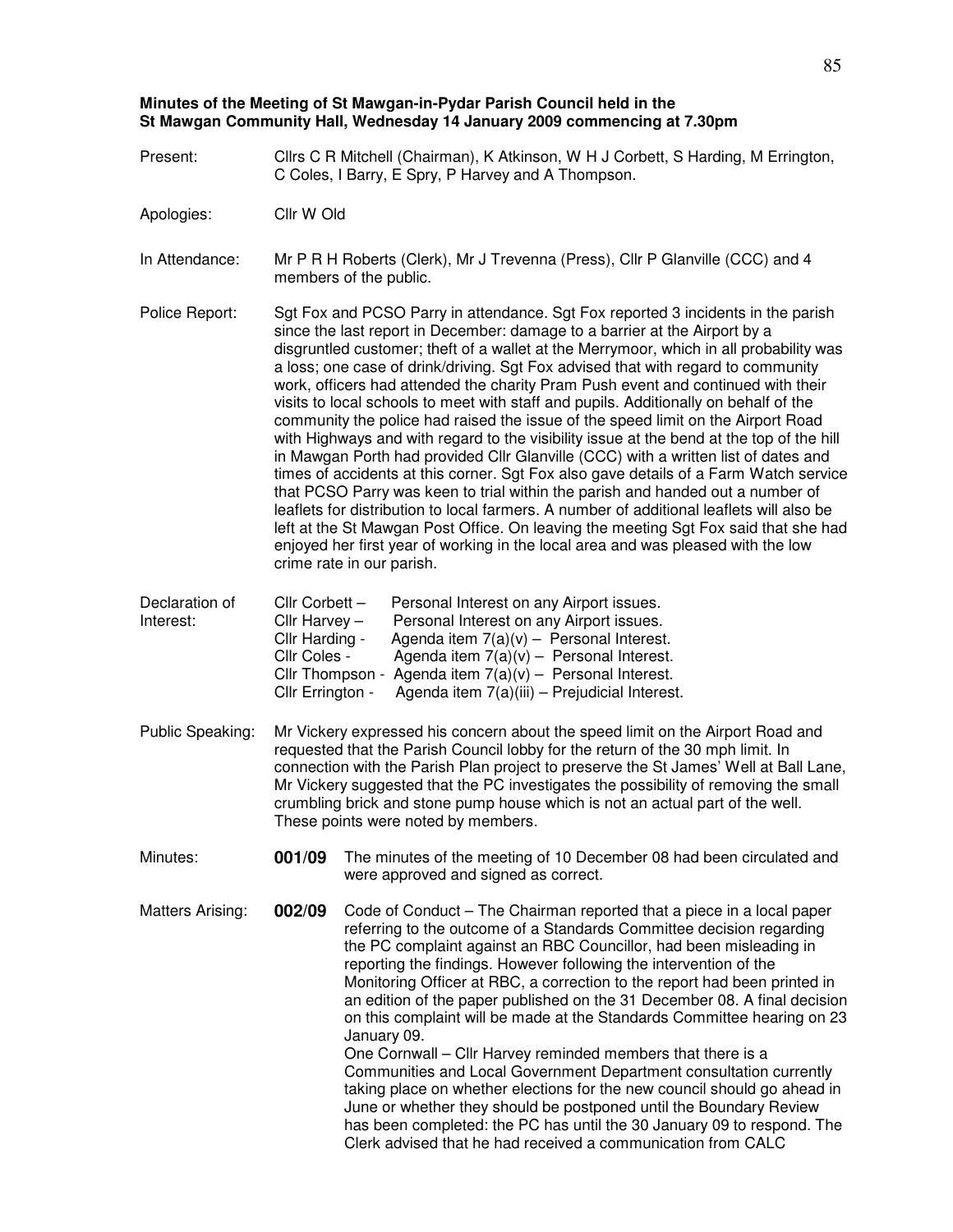**Minutes of the Meeting of St Mawgan-in-Pydar Parish Council held in the St Mawgan Community Hall, Wednesday 14 January 2009 commencing at 7.30pm**

Present: Cllrs C R Mitchell (Chairman), K Atkinson, W H J Corbett, S Harding, M Errington, C Coles, I Barry, E Spry, P Harvey and A Thompson.

Apologies: Cllr W Old

In Attendance: Mr P R H Roberts (Clerk), Mr J Trevenna (Press), Cllr P Glanville (CCC) and 4 members of the public.

Police Report: Sgt Fox and PCSO Parry in attendance. Sgt Fox reported 3 incidents in the parish since the last report in December: damage to a barrier at the Airport by a disgruntled customer; theft of a wallet at the Merrymoor, which in all probability was a loss; one case of drink/driving. Sgt Fox advised that with regard to community work, officers had attended the charity Pram Push event and continued with their visits to local schools to meet with staff and pupils. Additionally on behalf of the community the police had raised the issue of the speed limit on the Airport Road with Highways and with regard to the visibility issue at the bend at the top of the hill in Mawgan Porth had provided Cllr Glanville (CCC) with a written list of dates and times of accidents at this corner. Sgt Fox also gave details of a Farm Watch service that PCSO Parry was keen to trial within the parish and handed out a number of leaflets for distribution to local farmers. A number of additional leaflets will also be left at the St Mawgan Post Office. On leaving the meeting Sgt Fox said that she had enjoyed her first year of working in the local area and was pleased with the low crime rate in our parish.

Declaration of Interest:

- Cllr Corbett – Personal Interest on any Airport issues.
- Cllr Harvey – Personal Interest on any Airport issues.
- Cllr Harding - Agenda item 7(a)(v) – Personal Interest.
- Cllr Coles - Agenda item 7(a)(v) – Personal Interest.
- Cllr Thompson - Agenda item 7(a)(v) – Personal Interest.
- Cllr Errington - Agenda item 7(a)(iii) – Prejudicial Interest.

Public Speaking: Mr Vickery expressed his concern about the speed limit on the Airport Road and requested that the Parish Council lobby for the return of the 30 mph limit. In connection with the Parish Plan project to preserve the St James' Well at Ball Lane, Mr Vickery suggested that the PC investigates the possibility of removing the small crumbling brick and stone pump house which is not an actual part of the well. These points were noted by members.

Minutes: **001/09** The minutes of the meeting of 10 December 08 had been circulated and were approved and signed as correct.

Matters Arising: **002/09** Code of Conduct – The Chairman reported that a piece in a local paper referring to the outcome of a Standards Committee decision regarding the PC complaint against an RBC Councillor, had been misleading in reporting the findings. However following the intervention of the Monitoring Officer at RBC, a correction to the report had been printed in an edition of the paper published on the 31 December 08. A final decision on this complaint will be made at the Standards Committee hearing on 23 January 09.

One Cornwall – Cllr Harvey reminded members that there is a Communities and Local Government Department consultation currently taking place on whether elections for the new council should go ahead in June or whether they should be postponed until the Boundary Review has been completed: the PC has until the 30 January 09 to respond. The Clerk advised that he had received a communication from CALC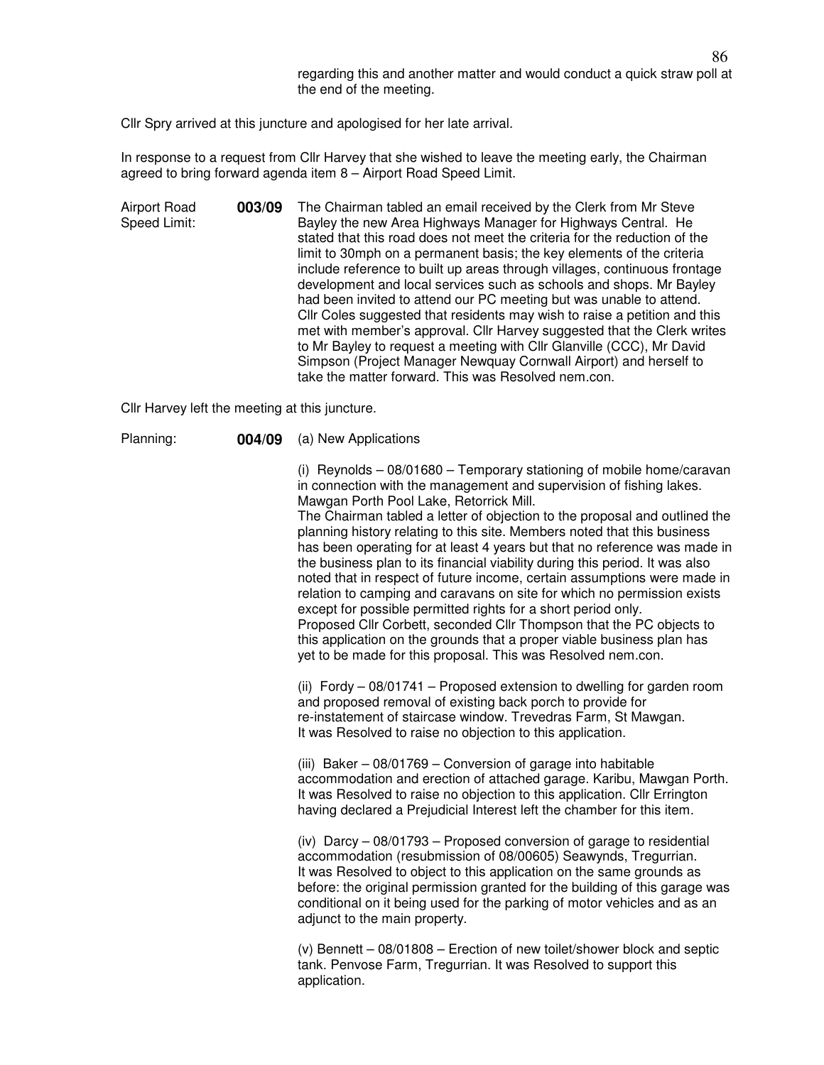regarding this and another matter and would conduct a quick straw poll at the end of the meeting.

Cllr Spry arrived at this juncture and apologised for her late arrival.

In response to a request from Cllr Harvey that she wished to leave the meeting early, the Chairman agreed to bring forward agenda item 8 – Airport Road Speed Limit.

Airport Road Speed Limit: **003/09** The Chairman tabled an email received by the Clerk from Mr Steve Bayley the new Area Highways Manager for Highways Central. He stated that this road does not meet the criteria for the reduction of the limit to 30mph on a permanent basis; the key elements of the criteria include reference to built up areas through villages, continuous frontage development and local services such as schools and shops. Mr Bayley had been invited to attend our PC meeting but was unable to attend. Cllr Coles suggested that residents may wish to raise a petition and this met with member's approval. Cllr Harvey suggested that the Clerk writes to Mr Bayley to request a meeting with Cllr Glanville (CCC), Mr David Simpson (Project Manager Newquay Cornwall Airport) and herself to take the matter forward. This was Resolved nem.con.

Cllr Harvey left the meeting at this juncture.

Planning: **004/09** (a) New Applications

(i) Reynolds – 08/01680 – Temporary stationing of mobile home/caravan in connection with the management and supervision of fishing lakes. Mawgan Porth Pool Lake, Retorrick Mill.
The Chairman tabled a letter of objection to the proposal and outlined the planning history relating to this site. Members noted that this business has been operating for at least 4 years but that no reference was made in the business plan to its financial viability during this period. It was also noted that in respect of future income, certain assumptions were made in relation to camping and caravans on site for which no permission exists except for possible permitted rights for a short period only.
Proposed Cllr Corbett, seconded Cllr Thompson that the PC objects to this application on the grounds that a proper viable business plan has yet to be made for this proposal. This was Resolved nem.con.

(ii) Fordy – 08/01741 – Proposed extension to dwelling for garden room and proposed removal of existing back porch to provide for re-instatement of staircase window. Trevedras Farm, St Mawgan.
It was Resolved to raise no objection to this application.

(iii) Baker – 08/01769 – Conversion of garage into habitable accommodation and erection of attached garage. Karibu, Mawgan Porth.
It was Resolved to raise no objection to this application. Cllr Errington having declared a Prejudicial Interest left the chamber for this item.

(iv) Darcy – 08/01793 – Proposed conversion of garage to residential accommodation (resubmission of 08/00605) Seawynds, Tregurrian.
It was Resolved to object to this application on the same grounds as before: the original permission granted for the building of this garage was conditional on it being used for the parking of motor vehicles and as an adjunct to the main property.

(v) Bennett – 08/01808 – Erection of new toilet/shower block and septic tank. Penvose Farm, Tregurrian. It was Resolved to support this application.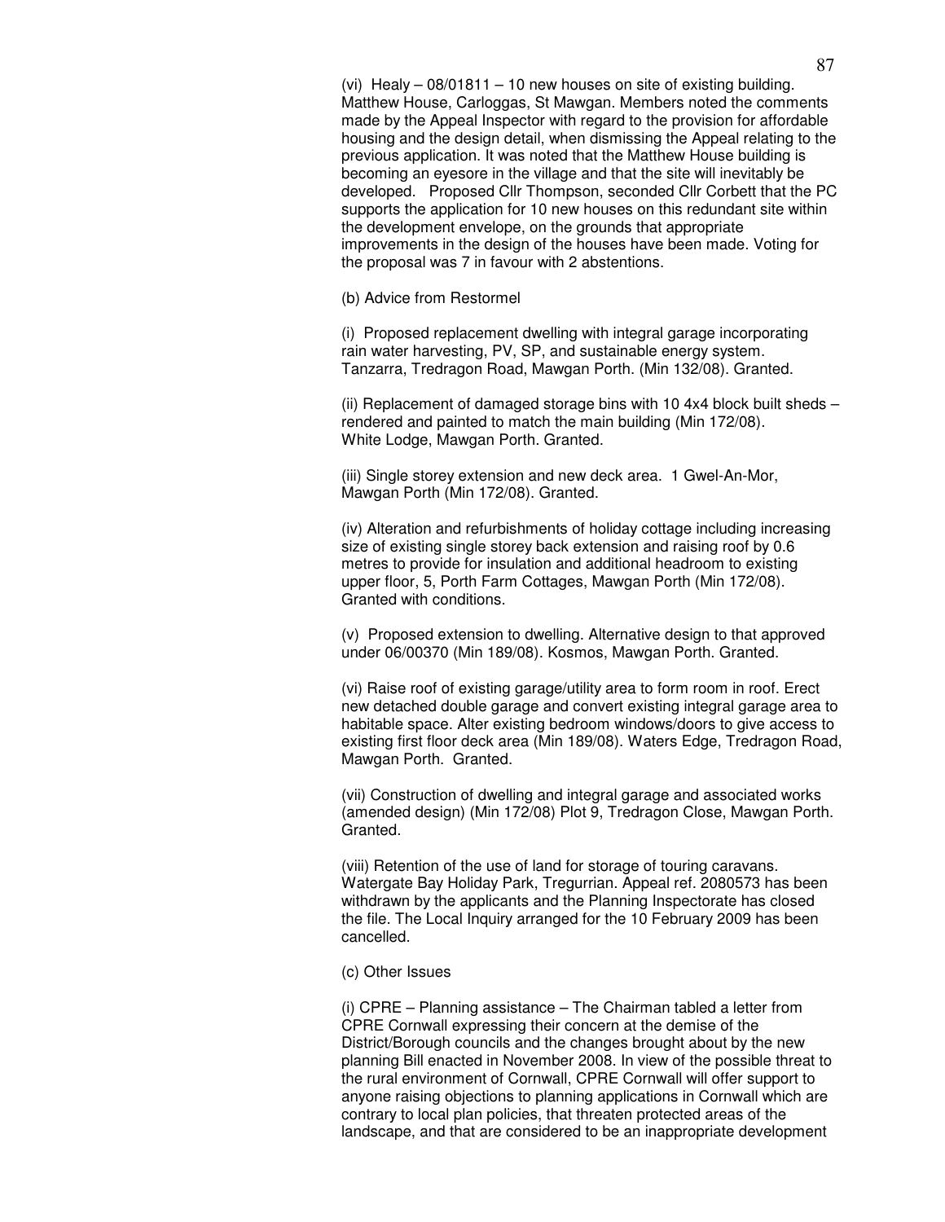(vi) Healy – 08/01811 – 10 new houses on site of existing building. Matthew House, Carloggas, St Mawgan. Members noted the comments made by the Appeal Inspector with regard to the provision for affordable housing and the design detail, when dismissing the Appeal relating to the previous application. It was noted that the Matthew House building is becoming an eyesore in the village and that the site will inevitably be developed. Proposed Cllr Thompson, seconded Cllr Corbett that the PC supports the application for 10 new houses on this redundant site within the development envelope, on the grounds that appropriate improvements in the design of the houses have been made. Voting for the proposal was 7 in favour with 2 abstentions.

(b) Advice from Restormel

(i) Proposed replacement dwelling with integral garage incorporating rain water harvesting, PV, SP, and sustainable energy system. Tanzarra, Tredragon Road, Mawgan Porth. (Min 132/08). Granted.

(ii) Replacement of damaged storage bins with 10 4x4 block built sheds – rendered and painted to match the main building (Min 172/08). White Lodge, Mawgan Porth. Granted.

(iii) Single storey extension and new deck area. 1 Gwel-An-Mor, Mawgan Porth (Min 172/08). Granted.

(iv) Alteration and refurbishments of holiday cottage including increasing size of existing single storey back extension and raising roof by 0.6 metres to provide for insulation and additional headroom to existing upper floor, 5, Porth Farm Cottages, Mawgan Porth (Min 172/08). Granted with conditions.

(v) Proposed extension to dwelling. Alternative design to that approved under 06/00370 (Min 189/08). Kosmos, Mawgan Porth. Granted.

(vi) Raise roof of existing garage/utility area to form room in roof. Erect new detached double garage and convert existing integral garage area to habitable space. Alter existing bedroom windows/doors to give access to existing first floor deck area (Min 189/08). Waters Edge, Tredragon Road, Mawgan Porth. Granted.

(vii) Construction of dwelling and integral garage and associated works (amended design) (Min 172/08) Plot 9, Tredragon Close, Mawgan Porth. Granted.

(viii) Retention of the use of land for storage of touring caravans. Watergate Bay Holiday Park, Tregurrian. Appeal ref. 2080573 has been withdrawn by the applicants and the Planning Inspectorate has closed the file. The Local Inquiry arranged for the 10 February 2009 has been cancelled.

(c) Other Issues

(i) CPRE – Planning assistance – The Chairman tabled a letter from CPRE Cornwall expressing their concern at the demise of the District/Borough councils and the changes brought about by the new planning Bill enacted in November 2008. In view of the possible threat to the rural environment of Cornwall, CPRE Cornwall will offer support to anyone raising objections to planning applications in Cornwall which are contrary to local plan policies, that threaten protected areas of the landscape, and that are considered to be an inappropriate development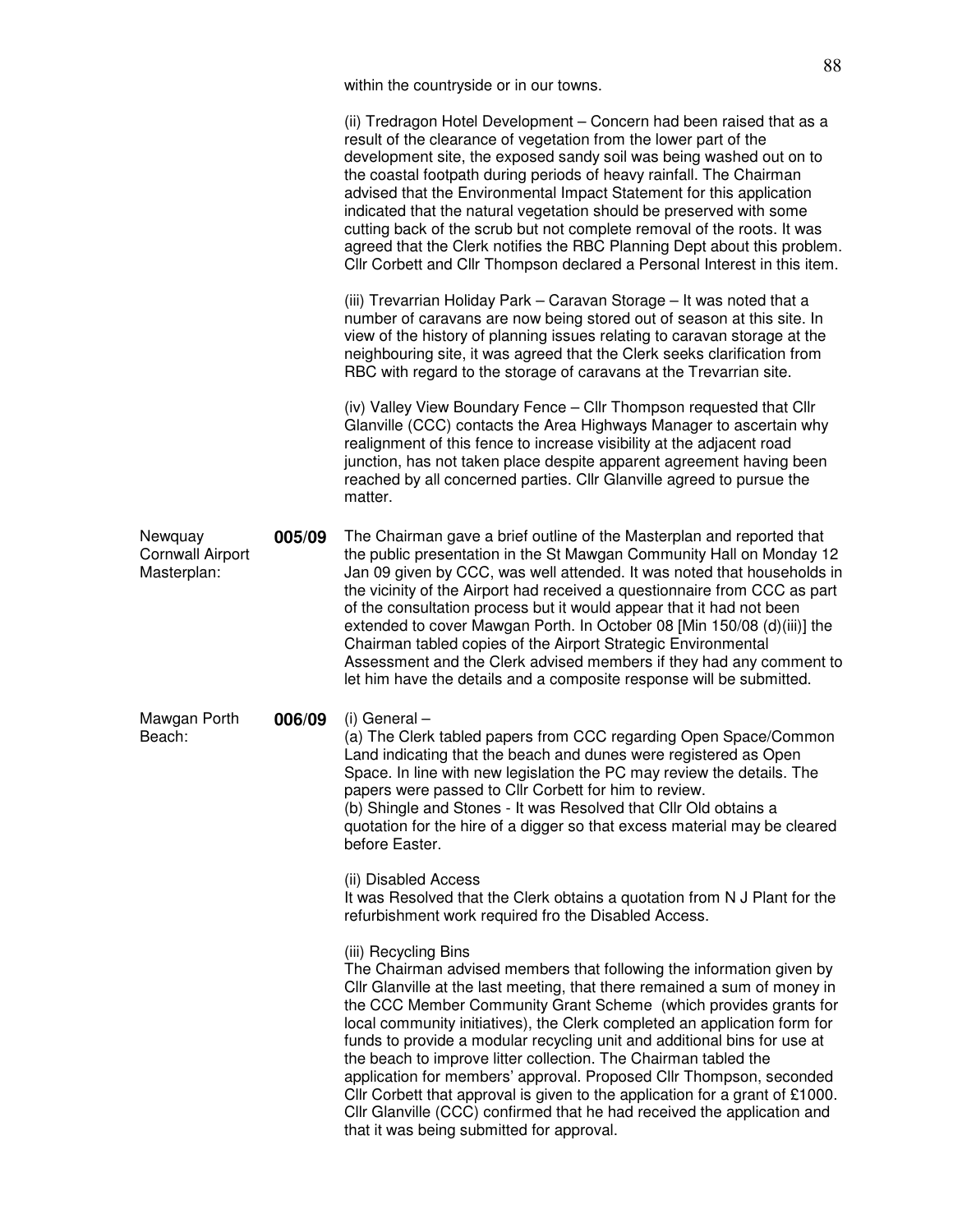within the countryside or in our towns.

(ii) Tredragon Hotel Development – Concern had been raised that as a result of the clearance of vegetation from the lower part of the development site, the exposed sandy soil was being washed out on to the coastal footpath during periods of heavy rainfall. The Chairman advised that the Environmental Impact Statement for this application indicated that the natural vegetation should be preserved with some cutting back of the scrub but not complete removal of the roots. It was agreed that the Clerk notifies the RBC Planning Dept about this problem. Cllr Corbett and Cllr Thompson declared a Personal Interest in this item.

(iii) Trevarrian Holiday Park – Caravan Storage – It was noted that a number of caravans are now being stored out of season at this site. In view of the history of planning issues relating to caravan storage at the neighbouring site, it was agreed that the Clerk seeks clarification from RBC with regard to the storage of caravans at the Trevarrian site.

(iv) Valley View Boundary Fence – Cllr Thompson requested that Cllr Glanville (CCC) contacts the Area Highways Manager to ascertain why realignment of this fence to increase visibility at the adjacent road junction, has not taken place despite apparent agreement having been reached by all concerned parties. Cllr Glanville agreed to pursue the matter.

**Newquay Cornwall Airport Masterplan: 005/09**

The Chairman gave a brief outline of the Masterplan and reported that the public presentation in the St Mawgan Community Hall on Monday 12 Jan 09 given by CCC, was well attended. It was noted that households in the vicinity of the Airport had received a questionnaire from CCC as part of the consultation process but it would appear that it had not been extended to cover Mawgan Porth. In October 08 [Min 150/08 (d)(iii)] the Chairman tabled copies of the Airport Strategic Environmental Assessment and the Clerk advised members if they had any comment to let him have the details and a composite response will be submitted.

**Mawgan Porth Beach: 006/09**

(i) General –
(a) The Clerk tabled papers from CCC regarding Open Space/Common Land indicating that the beach and dunes were registered as Open Space. In line with new legislation the PC may review the details. The papers were passed to Cllr Corbett for him to review.
(b) Shingle and Stones - It was Resolved that Cllr Old obtains a quotation for the hire of a digger so that excess material may be cleared before Easter.

(ii) Disabled Access
It was Resolved that the Clerk obtains a quotation from N J Plant for the refurbishment work required fro the Disabled Access.

(iii) Recycling Bins
The Chairman advised members that following the information given by Cllr Glanville at the last meeting, that there remained a sum of money in the CCC Member Community Grant Scheme (which provides grants for local community initiatives), the Clerk completed an application form for funds to provide a modular recycling unit and additional bins for use at the beach to improve litter collection. The Chairman tabled the application for members' approval. Proposed Cllr Thompson, seconded Cllr Corbett that approval is given to the application for a grant of £1000. Cllr Glanville (CCC) confirmed that he had received the application and that it was being submitted for approval.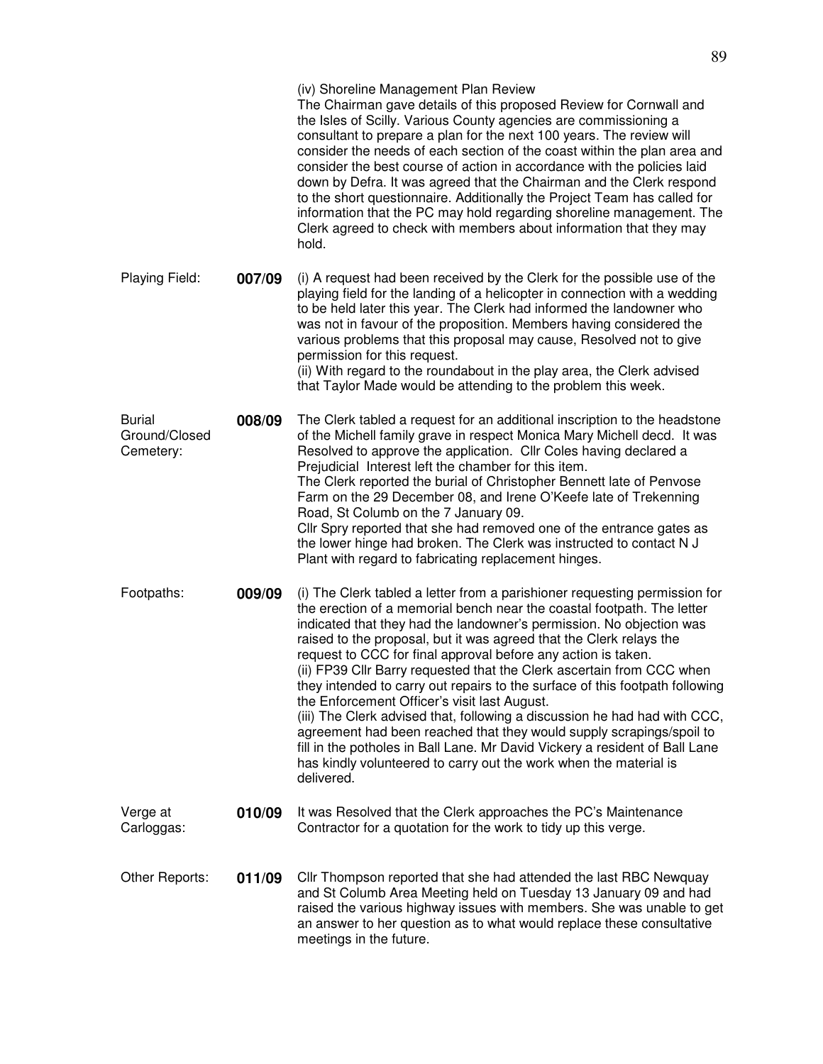(iv) Shoreline Management Plan Review
The Chairman gave details of this proposed Review for Cornwall and the Isles of Scilly. Various County agencies are commissioning a consultant to prepare a plan for the next 100 years. The review will consider the needs of each section of the coast within the plan area and consider the best course of action in accordance with the policies laid down by Defra. It was agreed that the Chairman and the Clerk respond to the short questionnaire. Additionally the Project Team has called for information that the PC may hold regarding shoreline management. The Clerk agreed to check with members about information that they may hold.

Playing Field: **007/09** (i) A request had been received by the Clerk for the possible use of the playing field for the landing of a helicopter in connection with a wedding to be held later this year. The Clerk had informed the landowner who was not in favour of the proposition. Members having considered the various problems that this proposal may cause, Resolved not to give permission for this request.
(ii) With regard to the roundabout in the play area, the Clerk advised that Taylor Made would be attending to the problem this week.

Burial Ground/Closed Cemetery: **008/09** The Clerk tabled a request for an additional inscription to the headstone of the Michell family grave in respect Monica Mary Michell decd. It was Resolved to approve the application. Cllr Coles having declared a Prejudicial Interest left the chamber for this item.
The Clerk reported the burial of Christopher Bennett late of Penvose Farm on the 29 December 08, and Irene O'Keefe late of Trekenning Road, St Columb on the 7 January 09.
Cllr Spry reported that she had removed one of the entrance gates as the lower hinge had broken. The Clerk was instructed to contact N J Plant with regard to fabricating replacement hinges.

Footpaths: **009/09** (i) The Clerk tabled a letter from a parishioner requesting permission for the erection of a memorial bench near the coastal footpath. The letter indicated that they had the landowner's permission. No objection was raised to the proposal, but it was agreed that the Clerk relays the request to CCC for final approval before any action is taken.
(ii) FP39 Cllr Barry requested that the Clerk ascertain from CCC when they intended to carry out repairs to the surface of this footpath following the Enforcement Officer's visit last August.
(iii) The Clerk advised that, following a discussion he had had with CCC, agreement had been reached that they would supply scrapings/spoil to fill in the potholes in Ball Lane. Mr David Vickery a resident of Ball Lane has kindly volunteered to carry out the work when the material is delivered.

Verge at Carloggas: **010/09** It was Resolved that the Clerk approaches the PC's Maintenance Contractor for a quotation for the work to tidy up this verge.

Other Reports: **011/09** Cllr Thompson reported that she had attended the last RBC Newquay and St Columb Area Meeting held on Tuesday 13 January 09 and had raised the various highway issues with members. She was unable to get an answer to her question as to what would replace these consultative meetings in the future.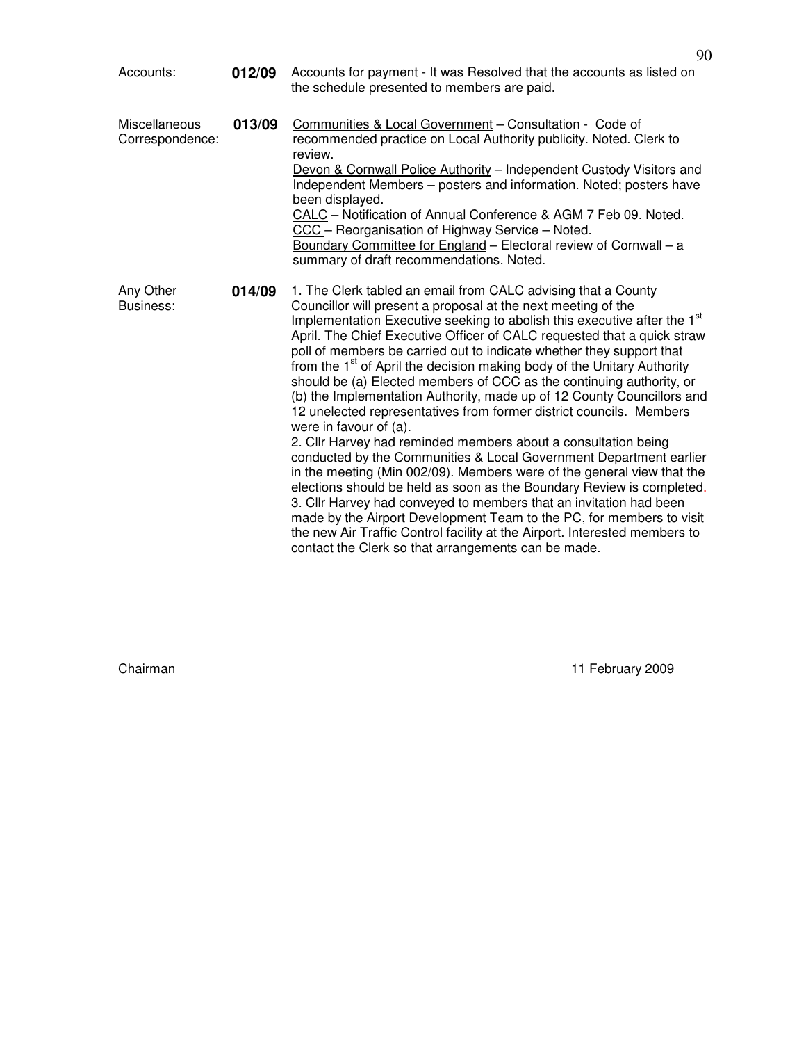Accounts: **012/09** Accounts for payment - It was Resolved that the accounts as listed on the schedule presented to members are paid.

Miscellaneous Correspondence: **013/09** Communities & Local Government – Consultation - Code of recommended practice on Local Authority publicity. Noted. Clerk to review.
Devon & Cornwall Police Authority – Independent Custody Visitors and Independent Members – posters and information. Noted; posters have been displayed.
CALC – Notification of Annual Conference & AGM 7 Feb 09. Noted.
CCC – Reorganisation of Highway Service – Noted.
Boundary Committee for England – Electoral review of Cornwall – a summary of draft recommendations. Noted.

Any Other Business: **014/09** 1. The Clerk tabled an email from CALC advising that a County Councillor will present a proposal at the next meeting of the Implementation Executive seeking to abolish this executive after the 1st April. The Chief Executive Officer of CALC requested that a quick straw poll of members be carried out to indicate whether they support that from the 1st of April the decision making body of the Unitary Authority should be (a) Elected members of CCC as the continuing authority, or (b) the Implementation Authority, made up of 12 County Councillors and 12 unelected representatives from former district councils. Members were in favour of (a).
2. Cllr Harvey had reminded members about a consultation being conducted by the Communities & Local Government Department earlier in the meeting (Min 002/09). Members were of the general view that the elections should be held as soon as the Boundary Review is completed.
3. Cllr Harvey had conveyed to members that an invitation had been made by the Airport Development Team to the PC, for members to visit the new Air Traffic Control facility at the Airport. Interested members to contact the Clerk so that arrangements can be made.

Chairman 11 February 2009